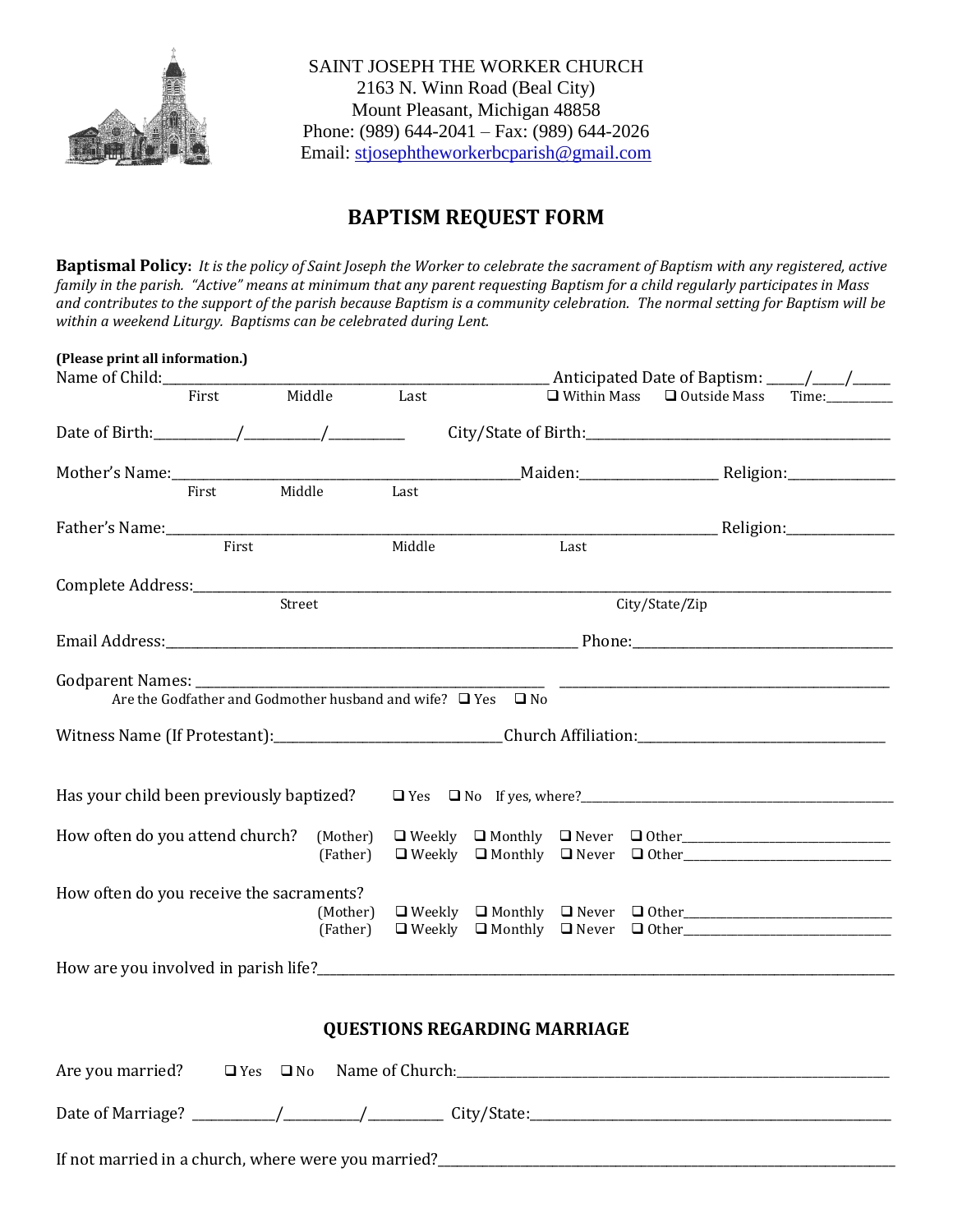SAINT JOSEPH THE WORKER CHURCH
2163 N. Winn Road (Beal City)
Mount Pleasant, Michigan 48858
Phone: (989) 644-2041 – Fax: (989) 644-2026
Email: stjosephtheworkerbcparish@gmail.com

## BAPTISM REQUEST FORM

**Baptismal Policy:** *It is the policy of Saint Joseph the Worker to celebrate the sacrament of Baptism with any registered, active family in the parish. "Active" means at minimum that any parent requesting Baptism for a child regularly participates in Mass and contributes to the support of the parish because Baptism is a community celebration. The normal setting for Baptism will be within a weekend Liturgy. Baptisms can be celebrated during Lent.*

**(Please print all information.)**

Name of Child:______________________________ Anticipated Date of Baptism: _____/____/_____
First Middle Last ❑ Within Mass ❑ Outside Mass Time:__________

Date of Birth:__________/__________/__________ City/State of Birth:______________________________

Mother's Name:______________________________Maiden:________________ Religion:______________
First Middle Last

Father's Name:______________________________________________ Religion:______________
First Middle Last

Complete Address:______________________________________________________________
Street City/State/Zip

Email Address:______________________________ Phone:______________________________

Godparent Names: ______________________________ ______________________________
Are the Godfather and Godmother husband and wife? ❑ Yes ❑ No

Witness Name (If Protestant):______________________Church Affiliation:______________________

Has your child been previously baptized? ❑ Yes ❑ No If yes, where?______________________________

How often do you attend church?
(Mother) ❑ Weekly ❑ Monthly ❑ Never ❑ Other______________________
(Father) ❑ Weekly ❑ Monthly ❑ Never ❑ Other______________________

How often do you receive the sacraments?
(Mother) ❑ Weekly ❑ Monthly ❑ Never ❑ Other______________________
(Father) ❑ Weekly ❑ Monthly ❑ Never ❑ Other______________________

How are you involved in parish life?______________________________________________

### QUESTIONS REGARDING MARRIAGE

Are you married? ❑ Yes ❑ No Name of Church:______________________________________

Date of Marriage? __________/__________/__________ City/State:______________________________

If not married in a church, where were you married?______________________________________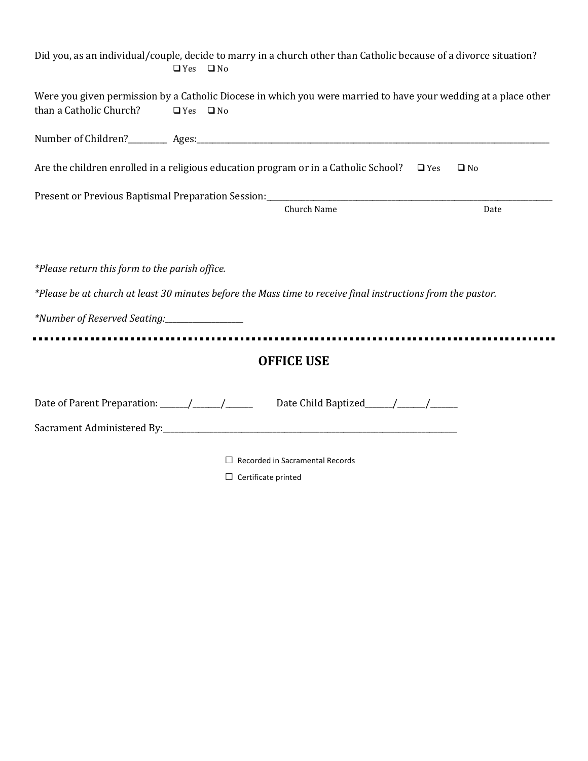Did you, as an individual/couple, decide to marry in a church other than Catholic because of a divorce situation?
❑ Yes ❑ No

Were you given permission by a Catholic Diocese in which you were married to have your wedding at a place other than a Catholic Church? ❑ Yes ❑ No

Number of Children?__________ Ages:__________________________________________________________________________________________

Are the children enrolled in a religious education program or in a Catholic School? ❑ Yes ❑ No

Present or Previous Baptismal Preparation Session:____________________________________________________________________________
Church Name Date

*Please return this form to the parish office.*

*Please be at church at least 30 minutes before the Mass time to receive final instructions from the pastor.*

*Number of Reserved Seating:___________________*

---

## OFFICE USE

Date of Parent Preparation: _______/_______/_______ Date Child Baptized_______/_______/_______

Sacrament Administered By:_____________________________________________________________________________

☐ Recorded in Sacramental Records

☐ Certificate printed